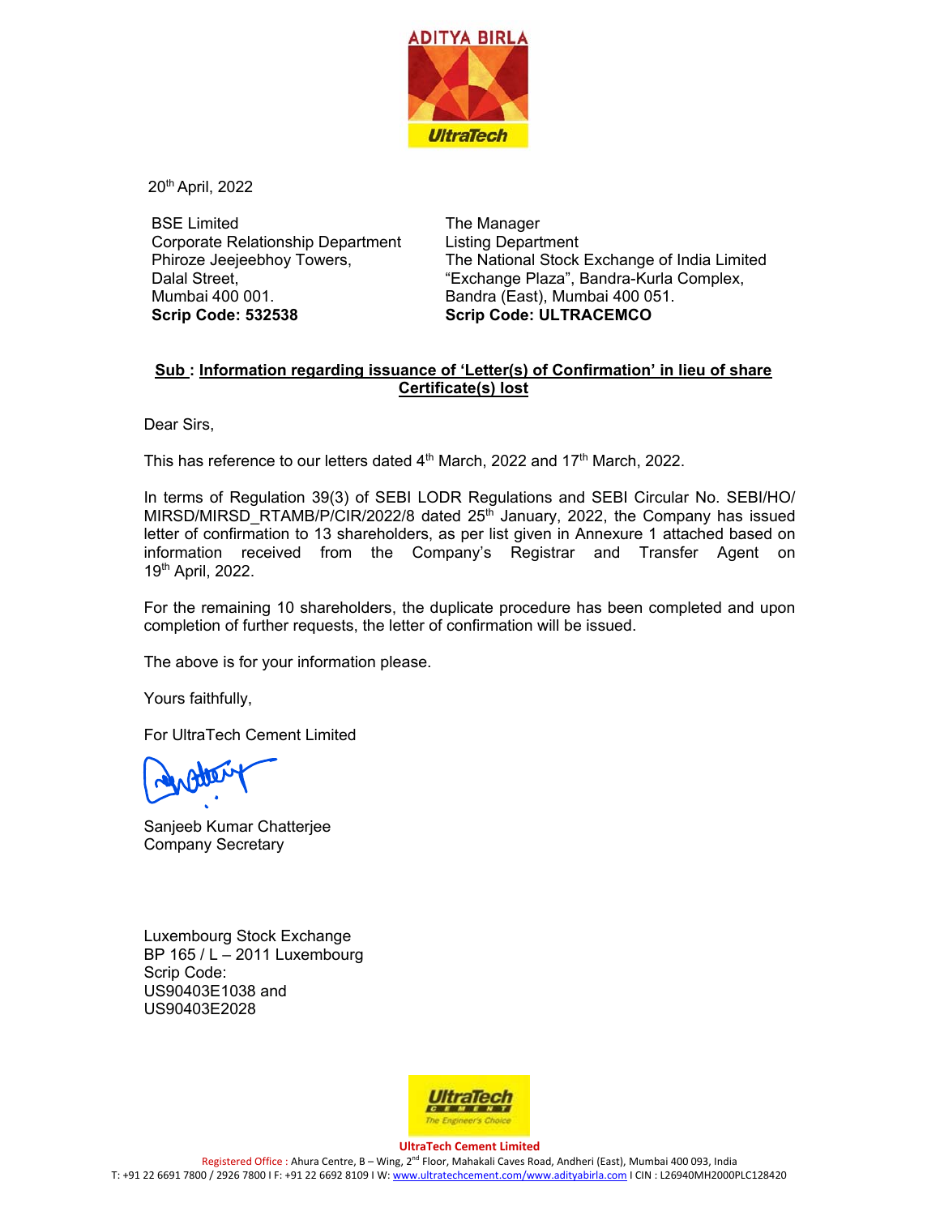20th April, 2022

BSE Limited
Corporate Relationship Department
Phiroze Jeejeebhoy Towers,
Dalal Street,
Mumbai 400 001.
**Scrip Code: 532538**

The Manager
Listing Department
The National Stock Exchange of India Limited
"Exchange Plaza", Bandra-Kurla Complex,
Bandra (East), Mumbai 400 051.
**Scrip Code: ULTRACEMCO**

**Sub : Information regarding issuance of 'Letter(s) of Confirmation' in lieu of share Certificate(s) lost**

Dear Sirs,

This has reference to our letters dated 4th March, 2022 and 17th March, 2022.

In terms of Regulation 39(3) of SEBI LODR Regulations and SEBI Circular No. SEBI/HO/MIRSD/MIRSD_RTAMB/P/CIR/2022/8 dated 25th January, 2022, the Company has issued letter of confirmation to 13 shareholders, as per list given in Annexure 1 attached based on information received from the Company's Registrar and Transfer Agent on 19th April, 2022.

For the remaining 10 shareholders, the duplicate procedure has been completed and upon completion of further requests, the letter of confirmation will be issued.

The above is for your information please.

Yours faithfully,

For UltraTech Cement Limited

Sanjeeb Kumar Chatterjee
Company Secretary

Luxembourg Stock Exchange
BP 165 / L – 2011 Luxembourg
Scrip Code:
US90403E1038 and
US90403E2028

**UltraTech Cement Limited**
Registered Office : Ahura Centre, B – Wing, 2nd Floor, Mahakali Caves Road, Andheri (East), Mumbai 400 093, India
T: +91 22 6691 7800 / 2926 7800 I F: +91 22 6692 8109 I W: www.ultratechcement.com/www.adityabirla.com I CIN : L26940MH2000PLC128420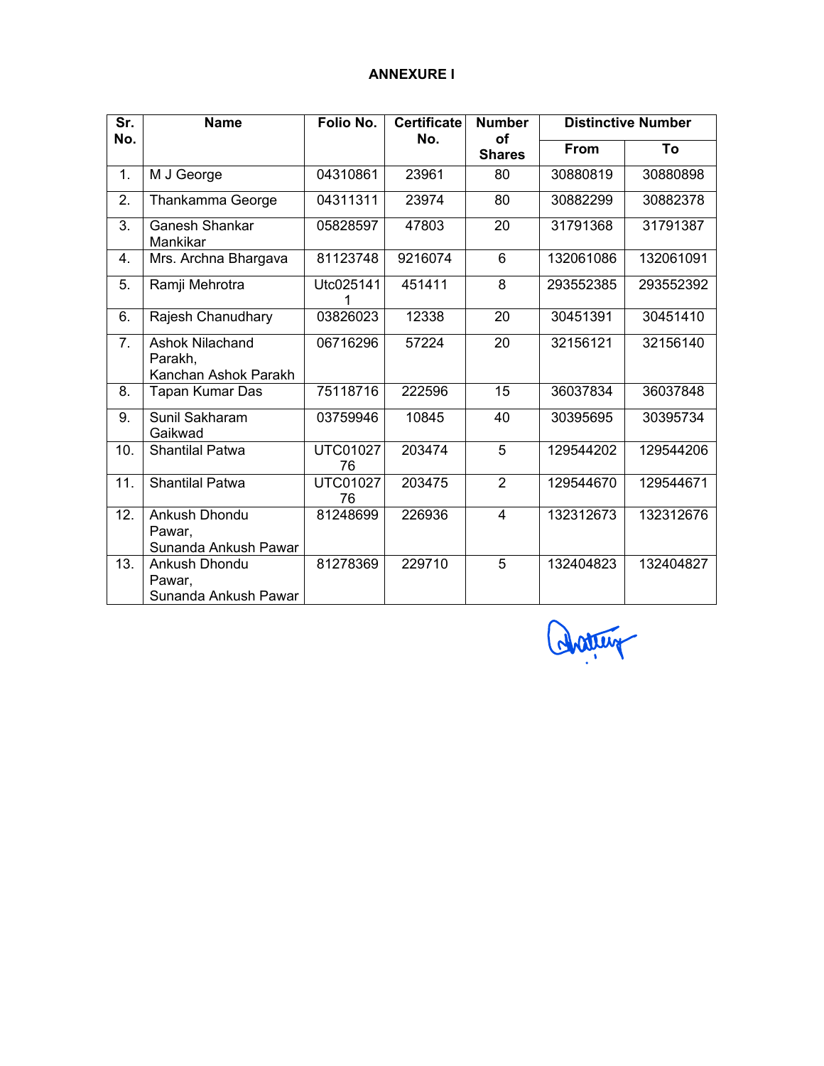**ANNEXURE I**

| Sr. No. | Name | Folio No. | Certificate No. | Number of Shares | Distinctive Number | |
|---|---|---|---|---|---|---|
| | | | | | From | To |
| 1. | M J George | 04310861 | 23961 | 80 | 30880819 | 30880898 |
| 2. | Thankamma George | 04311311 | 23974 | 80 | 30882299 | 30882378 |
| 3. | Ganesh Shankar Mankikar | 05828597 | 47803 | 20 | 31791368 | 31791387 |
| 4. | Mrs. Archna Bhargava | 81123748 | 9216074 | 6 | 132061086 | 132061091 |
| 5. | Ramji Mehrotra | Utc0251411 | 451411 | 8 | 293552385 | 293552392 |
| 6. | Rajesh Chanudhary | 03826023 | 12338 | 20 | 30451391 | 30451410 |
| 7. | Ashok Nilachand Parakh, Kanchan Ashok Parakh | 06716296 | 57224 | 20 | 32156121 | 32156140 |
| 8. | Tapan Kumar Das | 75118716 | 222596 | 15 | 36037834 | 36037848 |
| 9. | Sunil Sakharam Gaikwad | 03759946 | 10845 | 40 | 30395695 | 30395734 |
| 10. | Shantilal Patwa | UTC0102776 | 203474 | 5 | 129544202 | 129544206 |
| 11. | Shantilal Patwa | UTC0102776 | 203475 | 2 | 129544670 | 129544671 |
| 12. | Ankush Dhondu Pawar, Sunanda Ankush Pawar | 81248699 | 226936 | 4 | 132312673 | 132312676 |
| 13. | Ankush Dhondu Pawar, Sunanda Ankush Pawar | 81278369 | 229710 | 5 | 132404823 | 132404827 |